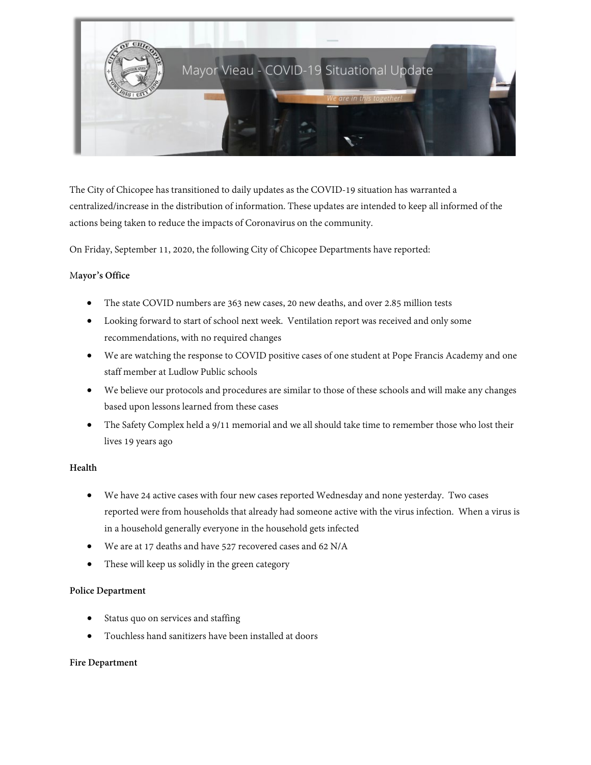The City of Chicopee has transitioned to daily updates as the COVID-19 situation has warranted a centralized/increase in the distribution of information. These updates are intended to keep all informed of the actions being taken to reduce the impacts of Coronavirus on the community.

On Friday, September 11, 2020, the following City of Chicopee Departments have reported:

**Mayor's Office**

- The state COVID numbers are 363 new cases, 20 new deaths, and over 2.85 million tests
- Looking forward to start of school next week. Ventilation report was received and only some recommendations, with no required changes
- We are watching the response to COVID positive cases of one student at Pope Francis Academy and one staff member at Ludlow Public schools
- We believe our protocols and procedures are similar to those of these schools and will make any changes based upon lessons learned from these cases
- The Safety Complex held a 9/11 memorial and we all should take time to remember those who lost their lives 19 years ago

**Health**

- We have 24 active cases with four new cases reported Wednesday and none yesterday. Two cases reported were from households that already had someone active with the virus infection. When a virus is in a household generally everyone in the household gets infected
- We are at 17 deaths and have 527 recovered cases and 62 N/A
- These will keep us solidly in the green category

**Police Department**

- Status quo on services and staffing
- Touchless hand sanitizers have been installed at doors

**Fire Department**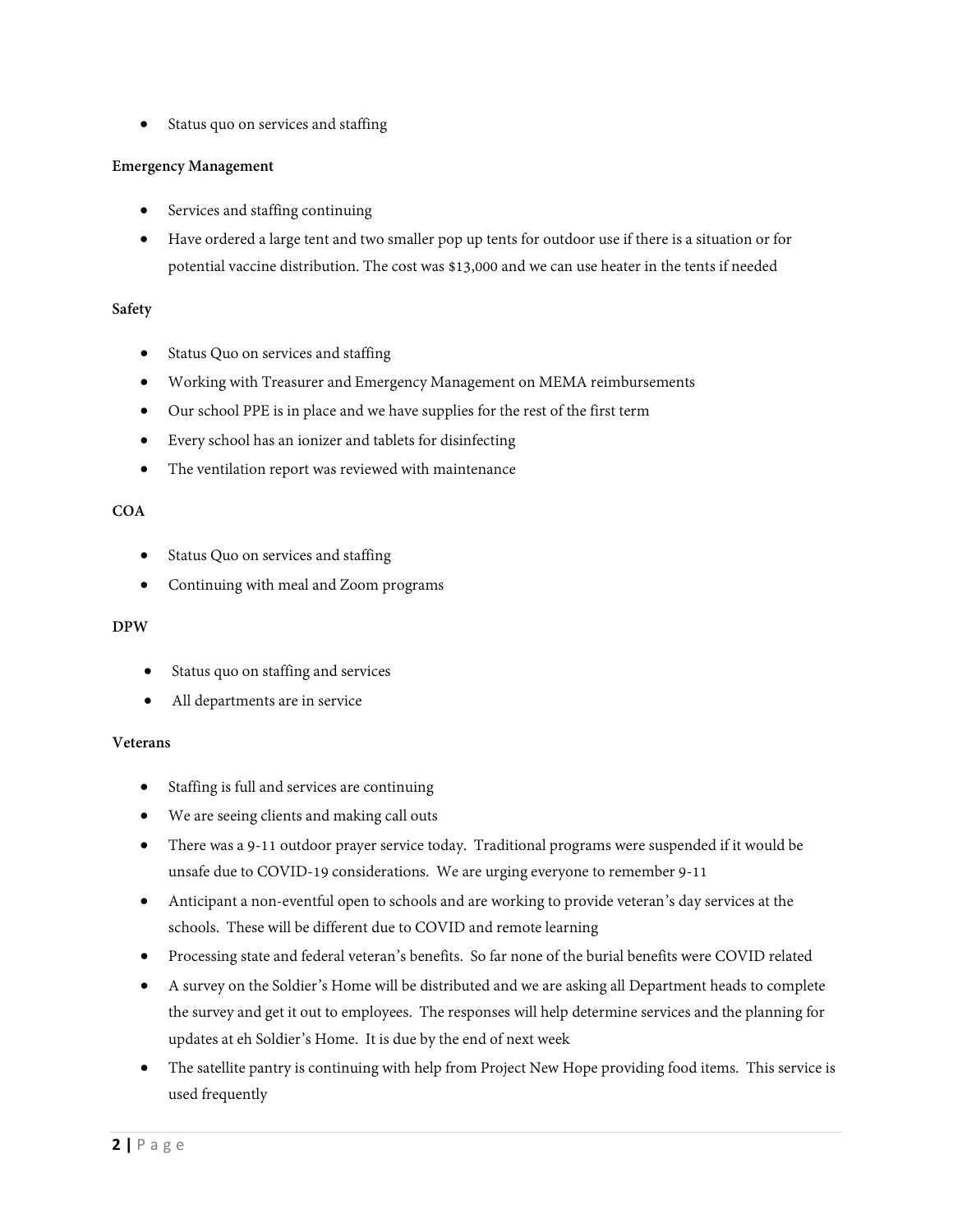- Status quo on services and staffing

**Emergency Management**

- Services and staffing continuing
- Have ordered a large tent and two smaller pop up tents for outdoor use if there is a situation or for potential vaccine distribution. The cost was $13,000 and we can use heater in the tents if needed

**Safety**

- Status Quo on services and staffing
- Working with Treasurer and Emergency Management on MEMA reimbursements
- Our school PPE is in place and we have supplies for the rest of the first term
- Every school has an ionizer and tablets for disinfecting
- The ventilation report was reviewed with maintenance

**COA**

- Status Quo on services and staffing
- Continuing with meal and Zoom programs

**DPW**

- Status quo on staffing and services
- All departments are in service

**Veterans**

- Staffing is full and services are continuing
- We are seeing clients and making call outs
- There was a 9-11 outdoor prayer service today. Traditional programs were suspended if it would be unsafe due to COVID-19 considerations. We are urging everyone to remember 9-11
- Anticipant a non-eventful open to schools and are working to provide veteran's day services at the schools. These will be different due to COVID and remote learning
- Processing state and federal veteran's benefits. So far none of the burial benefits were COVID related
- A survey on the Soldier's Home will be distributed and we are asking all Department heads to complete the survey and get it out to employees. The responses will help determine services and the planning for updates at eh Soldier's Home. It is due by the end of next week
- The satellite pantry is continuing with help from Project New Hope providing food items. This service is used frequently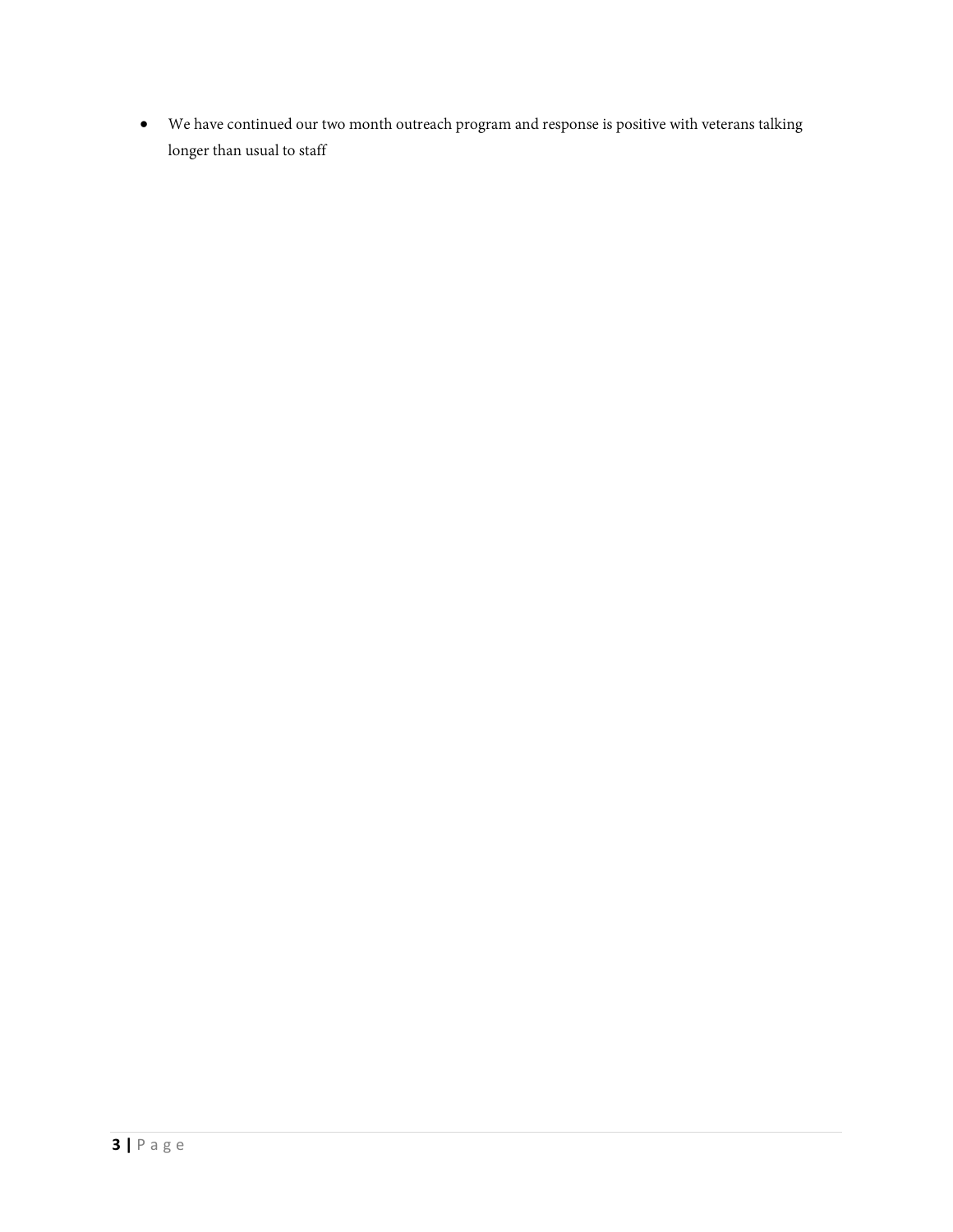- We have continued our two month outreach program and response is positive with veterans talking longer than usual to staff